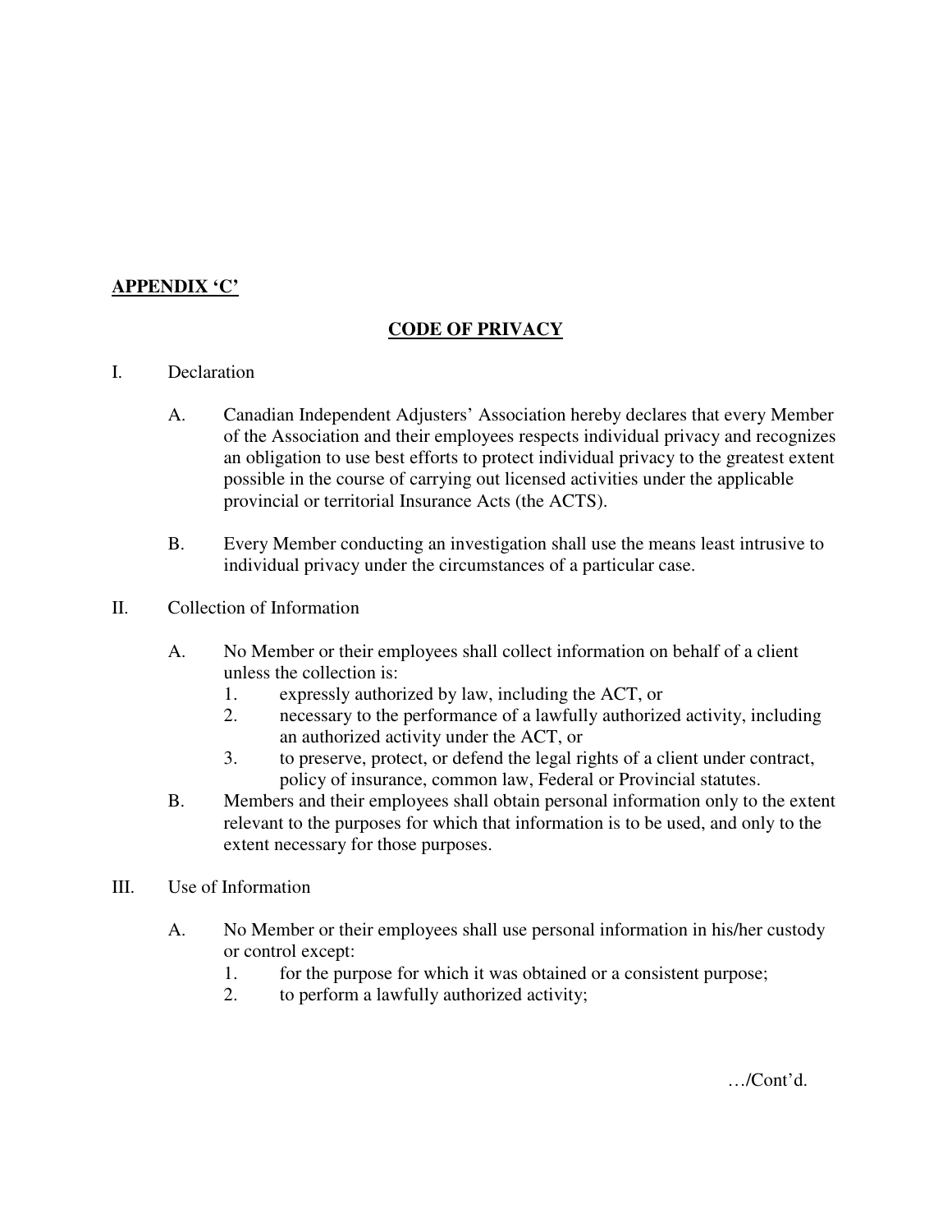**APPENDIX 'C'**

# CODE OF PRIVACY

I. Declaration

A. Canadian Independent Adjusters' Association hereby declares that every Member of the Association and their employees respects individual privacy and recognizes an obligation to use best efforts to protect individual privacy to the greatest extent possible in the course of carrying out licensed activities under the applicable provincial or territorial Insurance Acts (the ACTS).

B. Every Member conducting an investigation shall use the means least intrusive to individual privacy under the circumstances of a particular case.

II. Collection of Information

A. No Member or their employees shall collect information on behalf of a client unless the collection is:

1. expressly authorized by law, including the ACT, or
2. necessary to the performance of a lawfully authorized activity, including an authorized activity under the ACT, or
3. to preserve, protect, or defend the legal rights of a client under contract, policy of insurance, common law, Federal or Provincial statutes.

B. Members and their employees shall obtain personal information only to the extent relevant to the purposes for which that information is to be used, and only to the extent necessary for those purposes.

III. Use of Information

A. No Member or their employees shall use personal information in his/her custody or control except:

1. for the purpose for which it was obtained or a consistent purpose;
2. to perform a lawfully authorized activity;

…/Cont'd.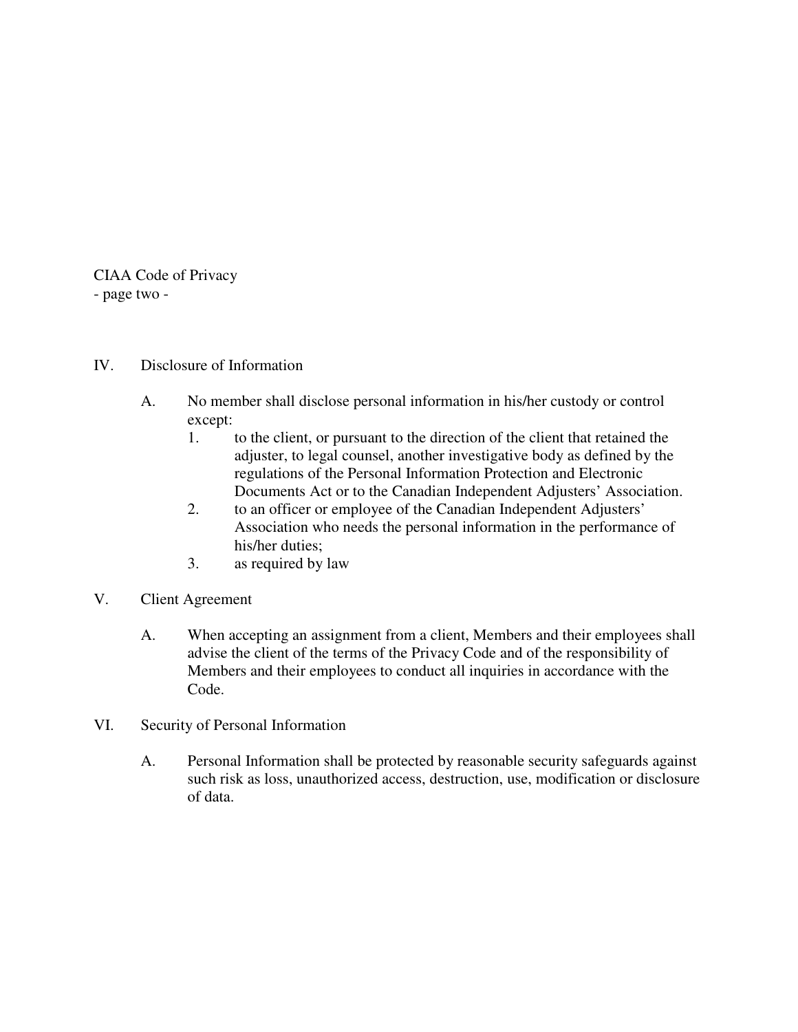## IV. Disclosure of Information

A. No member shall disclose personal information in his/her custody or control except:

1. to the client, or pursuant to the direction of the client that retained the adjuster, to legal counsel, another investigative body as defined by the regulations of the Personal Information Protection and Electronic Documents Act or to the Canadian Independent Adjusters' Association.
2. to an officer or employee of the Canadian Independent Adjusters' Association who needs the personal information in the performance of his/her duties;
3. as required by law

## V. Client Agreement

A. When accepting an assignment from a client, Members and their employees shall advise the client of the terms of the Privacy Code and of the responsibility of Members and their employees to conduct all inquiries in accordance with the Code.

## VI. Security of Personal Information

A. Personal Information shall be protected by reasonable security safeguards against such risk as loss, unauthorized access, destruction, use, modification or disclosure of data.